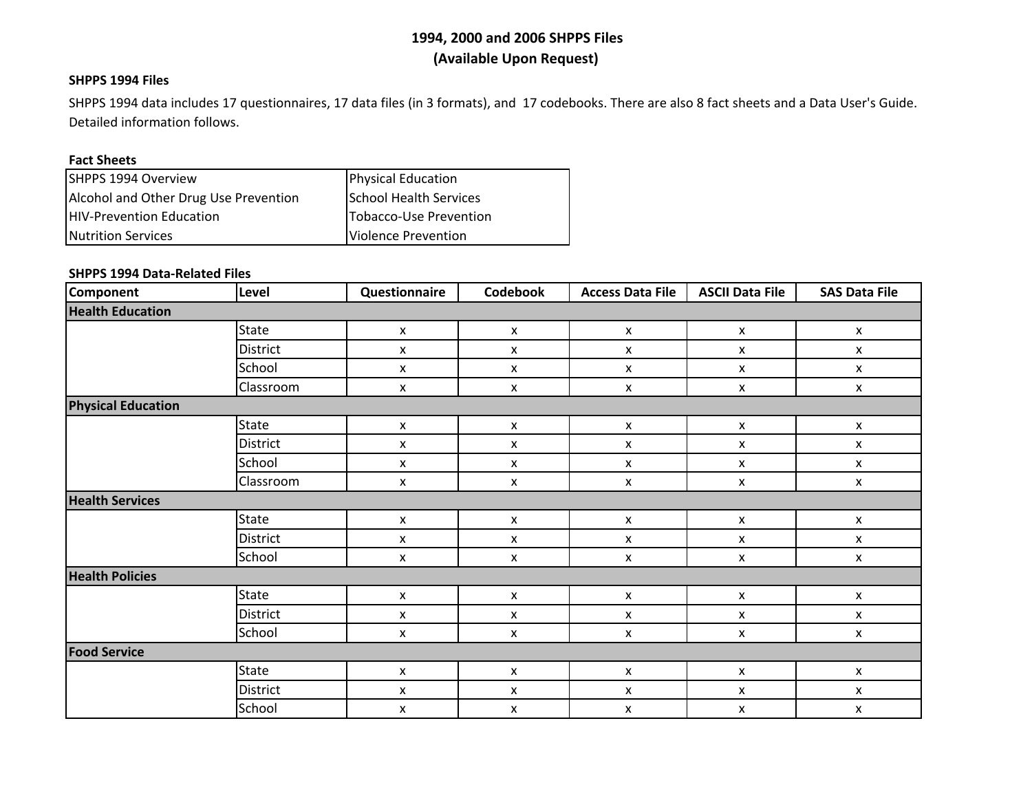# 1994, 2000 and 2006 SHPPS Files
## (Available Upon Request)

### SHPPS 1994 Files

SHPPS 1994 data includes 17 questionnaires, 17 data files (in 3 formats), and 17 codebooks. There are also 8 fact sheets and a Data User's Guide. Detailed information follows.

**Fact Sheets**

| | |
|---|---|
| SHPPS 1994 Overview | Physical Education |
| Alcohol and Other Drug Use Prevention | School Health Services |
| HIV-Prevention Education | Tobacco-Use Prevention |
| Nutrition Services | Violence Prevention |

**SHPPS 1994 Data-Related Files**

| Component | Level | Questionnaire | Codebook | Access Data File | ASCII Data File | SAS Data File |
|---|---|---|---|---|---|---|
| **Health Education** | | | | | | |
| | State | x | x | x | x | x |
| | District | x | x | x | x | x |
| | School | x | x | x | x | x |
| | Classroom | x | x | x | x | x |
| **Physical Education** | | | | | | |
| | State | x | x | x | x | x |
| | District | x | x | x | x | x |
| | School | x | x | x | x | x |
| | Classroom | x | x | x | x | x |
| **Health Services** | | | | | | |
| | State | x | x | x | x | x |
| | District | x | x | x | x | x |
| | School | x | x | x | x | x |
| **Health Policies** | | | | | | |
| | State | x | x | x | x | x |
| | District | x | x | x | x | x |
| | School | x | x | x | x | x |
| **Food Service** | | | | | | |
| | State | x | x | x | x | x |
| | District | x | x | x | x | x |
| | School | x | x | x | x | x |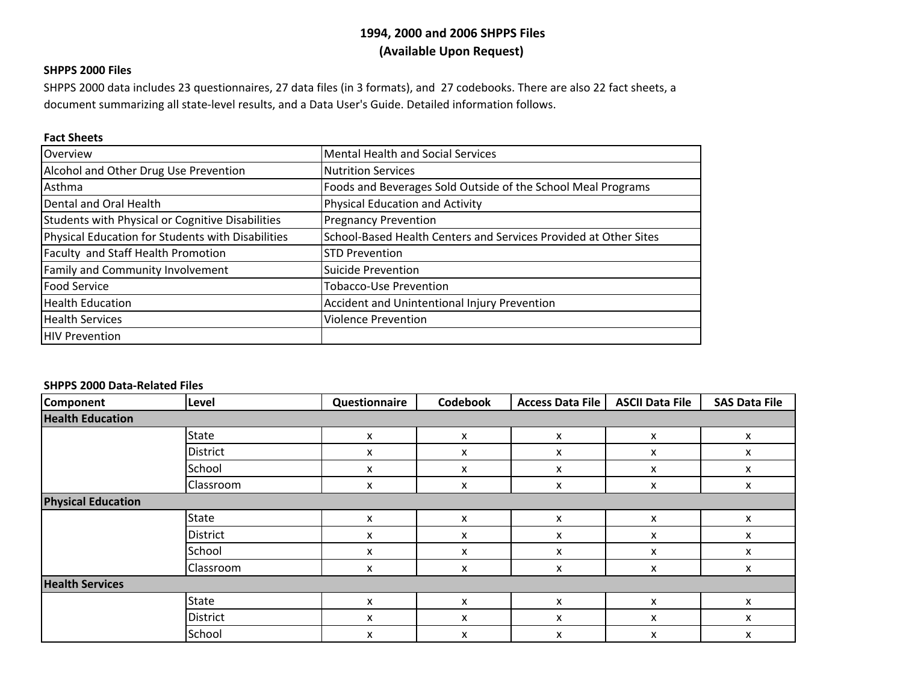# 1994, 2000 and 2006 SHPPS Files
## (Available Upon Request)

**SHPPS 2000 Files**

SHPPS 2000 data includes 23 questionnaires, 27 data files (in 3 formats), and 27 codebooks. There are also 22 fact sheets, a document summarizing all state-level results, and a Data User's Guide. Detailed information follows.

**Fact Sheets**

| | |
|---|---|
| Overview | Mental Health and Social Services |
| Alcohol and Other Drug Use Prevention | Nutrition Services |
| Asthma | Foods and Beverages Sold Outside of the School Meal Programs |
| Dental and Oral Health | Physical Education and Activity |
| Students with Physical or Cognitive Disabilities | Pregnancy Prevention |
| Physical Education for Students with Disabilities | School-Based Health Centers and Services Provided at Other Sites |
| Faculty and Staff Health Promotion | STD Prevention |
| Family and Community Involvement | Suicide Prevention |
| Food Service | Tobacco-Use Prevention |
| Health Education | Accident and Unintentional Injury Prevention |
| Health Services | Violence Prevention |
| HIV Prevention | |

**SHPPS 2000 Data-Related Files**

| Component | Level | Questionnaire | Codebook | Access Data File | ASCII Data File | SAS Data File |
|---|---|---|---|---|---|---|
| **Health Education** | | | | | | |
| | State | x | x | x | x | x |
| | District | x | x | x | x | x |
| | School | x | x | x | x | x |
| | Classroom | x | x | x | x | x |
| **Physical Education** | | | | | | |
| | State | x | x | x | x | x |
| | District | x | x | x | x | x |
| | School | x | x | x | x | x |
| | Classroom | x | x | x | x | x |
| **Health Services** | | | | | | |
| | State | x | x | x | x | x |
| | District | x | x | x | x | x |
| | School | x | x | x | x | x |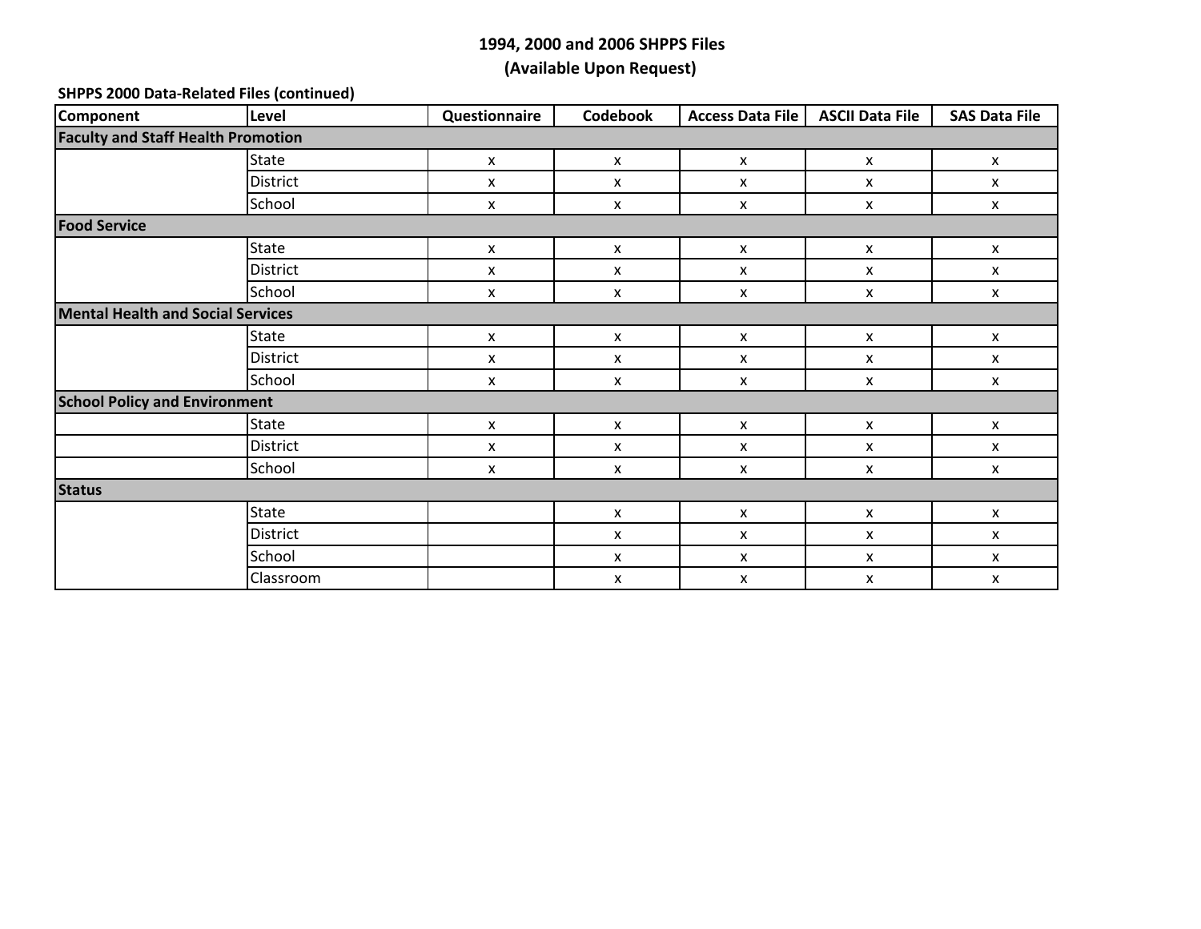# 1994, 2000 and 2006 SHPPS Files
## (Available Upon Request)

**SHPPS 2000 Data-Related Files (continued)**

| Component | Level | Questionnaire | Codebook | Access Data File | ASCII Data File | SAS Data File |
|---|---|---|---|---|---|---|
| **Faculty and Staff Health Promotion** | | | | | | |
| | State | x | x | x | x | x |
| | District | x | x | x | x | x |
| | School | x | x | x | x | x |
| **Food Service** | | | | | | |
| | State | x | x | x | x | x |
| | District | x | x | x | x | x |
| | School | x | x | x | x | x |
| **Mental Health and Social Services** | | | | | | |
| | State | x | x | x | x | x |
| | District | x | x | x | x | x |
| | School | x | x | x | x | x |
| **School Policy and Environment** | | | | | | |
| | State | x | x | x | x | x |
| | District | x | x | x | x | x |
| | School | x | x | x | x | x |
| **Status** | | | | | | |
| | State | | x | x | x | x |
| | District | | x | x | x | x |
| | School | | x | x | x | x |
| | Classroom | | x | x | x | x |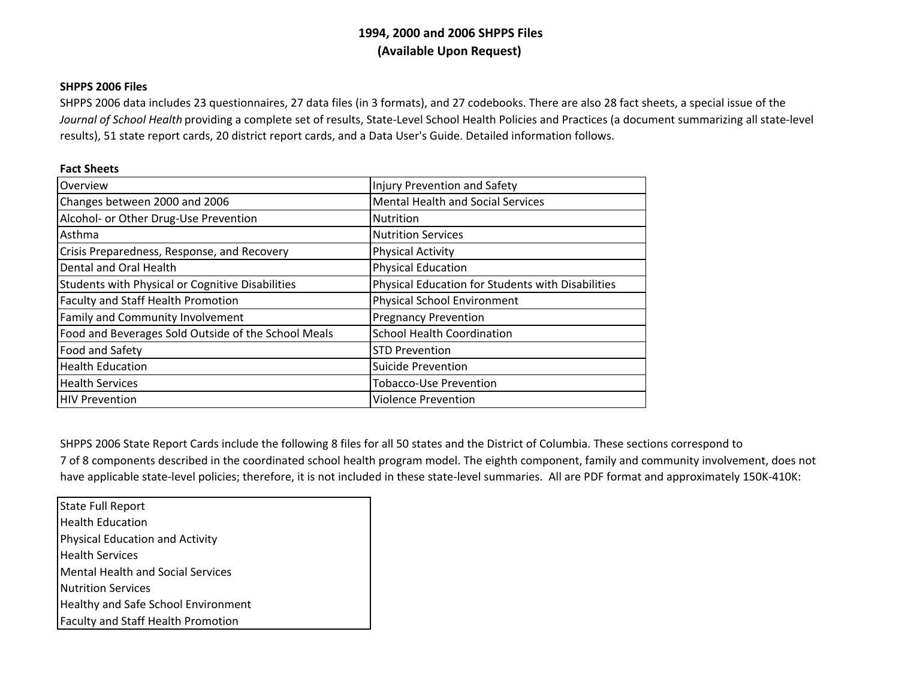# 1994, 2000 and 2006 SHPPS Files
# (Available Upon Request)

**SHPPS 2006 Files**

SHPPS 2006 data includes 23 questionnaires, 27 data files (in 3 formats), and 27 codebooks. There are also 28 fact sheets, a special issue of the *Journal of School Health* providing a complete set of results, State-Level School Health Policies and Practices (a document summarizing all state-level results), 51 state report cards, 20 district report cards, and a Data User's Guide. Detailed information follows.

**Fact Sheets**

| | |
|---|---|
| Overview | Injury Prevention and Safety |
| Changes between 2000 and 2006 | Mental Health and Social Services |
| Alcohol- or Other Drug-Use Prevention | Nutrition |
| Asthma | Nutrition Services |
| Crisis Preparedness, Response, and Recovery | Physical Activity |
| Dental and Oral Health | Physical Education |
| Students with Physical or Cognitive Disabilities | Physical Education for Students with Disabilities |
| Faculty and Staff Health Promotion | Physical School Environment |
| Family and Community Involvement | Pregnancy Prevention |
| Food and Beverages Sold Outside of the School Meals | School Health Coordination |
| Food and Safety | STD Prevention |
| Health Education | Suicide Prevention |
| Health Services | Tobacco-Use Prevention |
| HIV Prevention | Violence Prevention |

SHPPS 2006 State Report Cards include the following 8 files for all 50 states and the District of Columbia. These sections correspond to 7 of 8 components described in the coordinated school health program model. The eighth component, family and community involvement, does not have applicable state-level policies; therefore, it is not included in these state-level summaries. All are PDF format and approximately 150K-410K:

| |
|---|
| State Full Report |
| Health Education |
| Physical Education and Activity |
| Health Services |
| Mental Health and Social Services |
| Nutrition Services |
| Healthy and Safe School Environment |
| Faculty and Staff Health Promotion |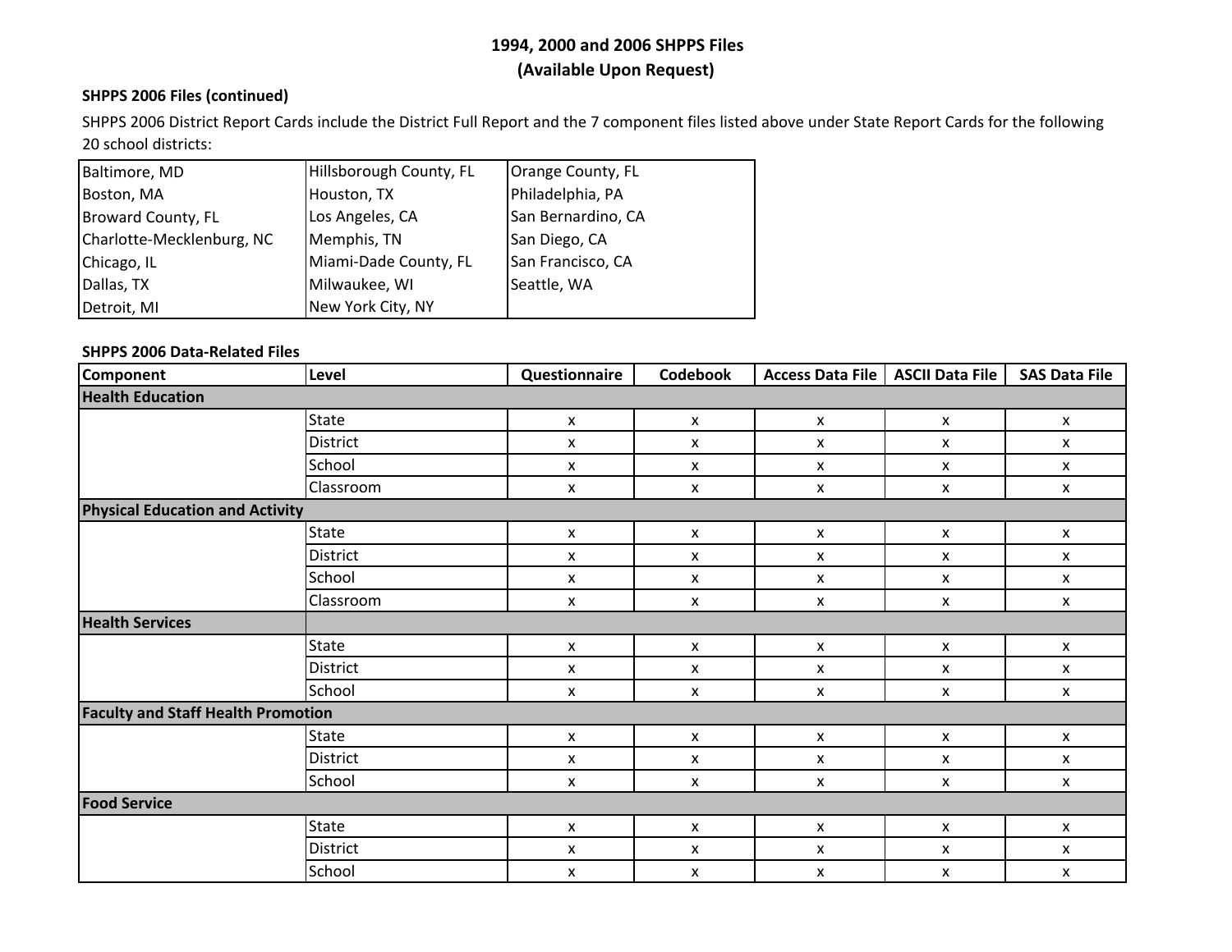# 1994, 2000 and 2006 SHPPS Files
## (Available Upon Request)

### SHPPS 2006 Files (continued)

SHPPS 2006 District Report Cards include the District Full Report and the 7 component files listed above under State Report Cards for the following 20 school districts:

| | | |
|---|---|---|
| Baltimore, MD | Hillsborough County, FL | Orange County, FL |
| Boston, MA | Houston, TX | Philadelphia, PA |
| Broward County, FL | Los Angeles, CA | San Bernardino, CA |
| Charlotte-Mecklenburg, NC | Memphis, TN | San Diego, CA |
| Chicago, IL | Miami-Dade County, FL | San Francisco, CA |
| Dallas, TX | Milwaukee, WI | Seattle, WA |
| Detroit, MI | New York City, NY | |

### SHPPS 2006 Data-Related Files

| Component | Level | Questionnaire | Codebook | Access Data File | ASCII Data File | SAS Data File |
|---|---|---|---|---|---|---|
| **Health Education** | | | | | | |
| | State | x | x | x | x | x |
| | District | x | x | x | x | x |
| | School | x | x | x | x | x |
| | Classroom | x | x | x | x | x |
| **Physical Education and Activity** | | | | | | |
| | State | x | x | x | x | x |
| | District | x | x | x | x | x |
| | School | x | x | x | x | x |
| | Classroom | x | x | x | x | x |
| **Health Services** | | | | | | |
| | State | x | x | x | x | x |
| | District | x | x | x | x | x |
| | School | x | x | x | x | x |
| **Faculty and Staff Health Promotion** | | | | | | |
| | State | x | x | x | x | x |
| | District | x | x | x | x | x |
| | School | x | x | x | x | x |
| **Food Service** | | | | | | |
| | State | x | x | x | x | x |
| | District | x | x | x | x | x |
| | School | x | x | x | x | x |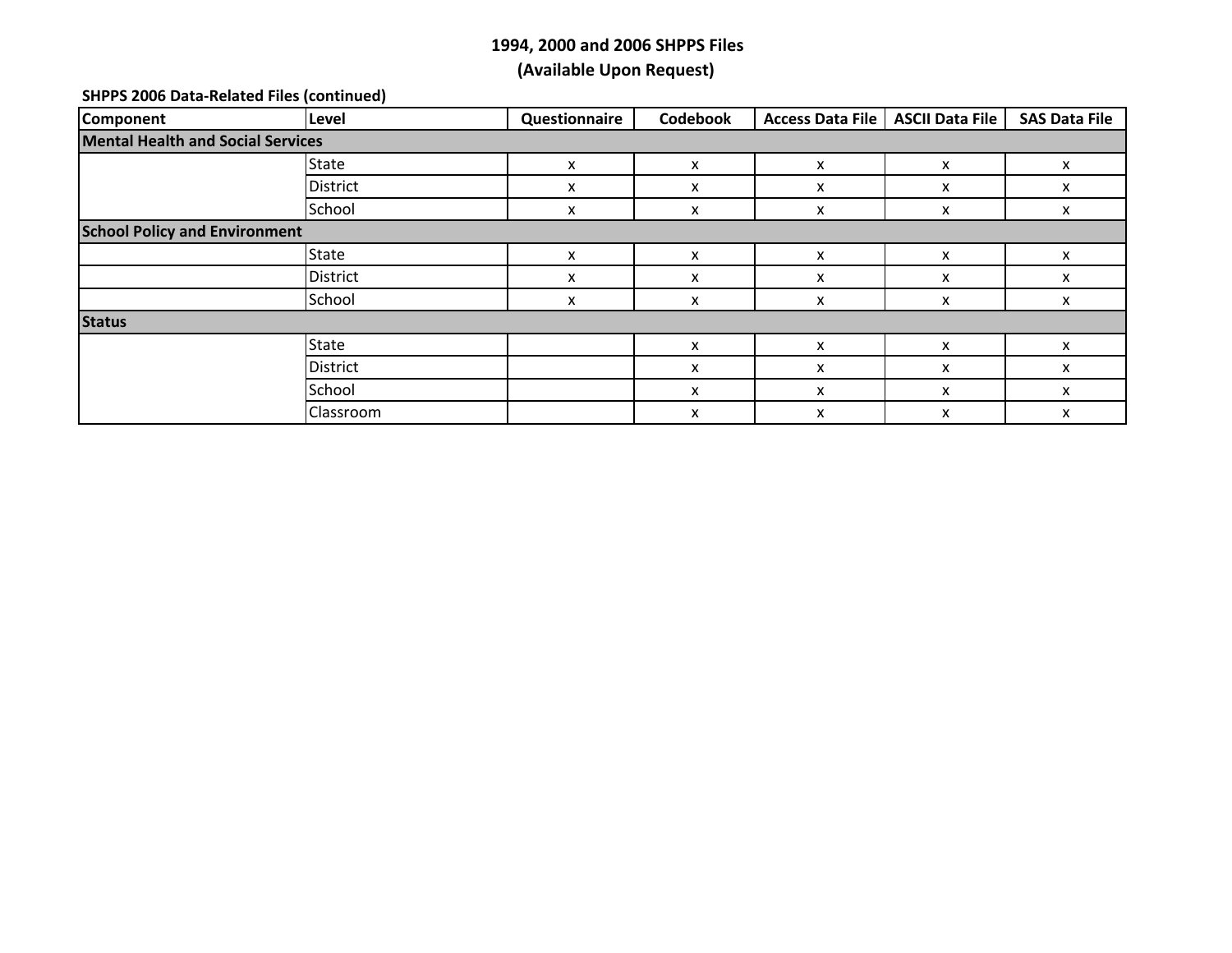# 1994, 2000 and 2006 SHPPS Files

## (Available Upon Request)

**SHPPS 2006 Data-Related Files (continued)**

| Component | Level | Questionnaire | Codebook | Access Data File | ASCII Data File | SAS Data File |
|---|---|---|---|---|---|---|
| **Mental Health and Social Services** | | | | | | |
| | State | x | x | x | x | x |
| | District | x | x | x | x | x |
| | School | x | x | x | x | x |
| **School Policy and Environment** | | | | | | |
| | State | x | x | x | x | x |
| | District | x | x | x | x | x |
| | School | x | x | x | x | x |
| **Status** | | | | | | |
| | State | | x | x | x | x |
| | District | | x | x | x | x |
| | School | | x | x | x | x |
| | Classroom | | x | x | x | x |